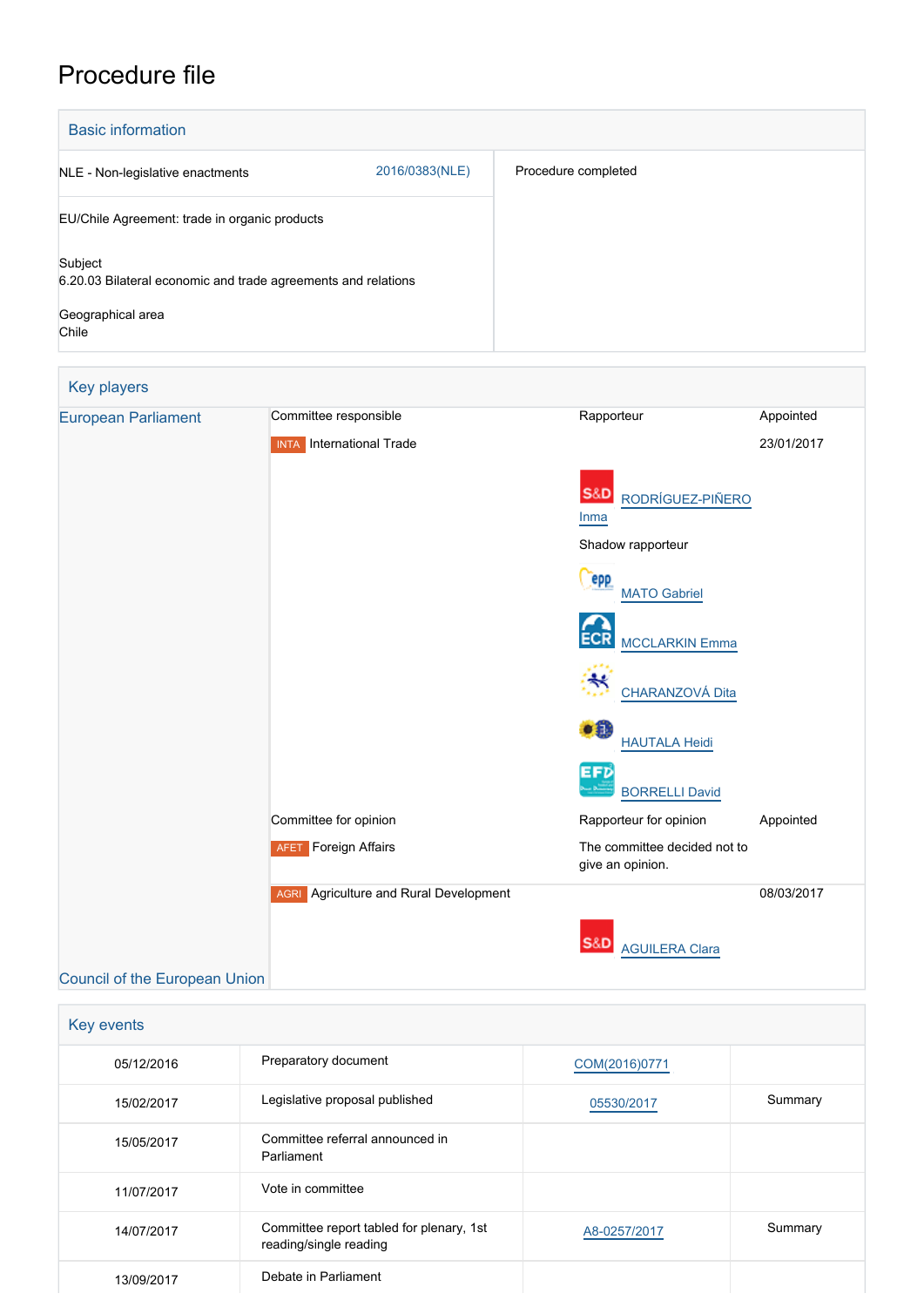# Procedure file

## Basic information

| | | |
|---|---|---|
| NLE - Non-legislative enactments | 2016/0383(NLE) | Procedure completed |
| EU/Chile Agreement: trade in organic products | | |
| Subject<br>6.20.03 Bilateral economic and trade agreements and relations | | |
| Geographical area<br>Chile | | |

## Key players

| | | | |
|---|---|---|---|
| European Parliament | Committee responsible | Rapporteur | Appointed |
| | INTA International Trade | | 23/01/2017 |
| | | S&D RODRÍGUEZ-PIÑERO Inma | |
| | | Shadow rapporteur | |
| | | EPP MATO Gabriel | |
| | | ECR MCCLARKIN Emma | |
| | | ALDE CHARANZOVÁ Dita | |
| | | Verts/ALE HAUTALA Heidi | |
| | | EFD BORRELLI David | |
| | Committee for opinion | Rapporteur for opinion | Appointed |
| | AFET Foreign Affairs | The committee decided not to give an opinion. | |
| | AGRI Agriculture and Rural Development | | 08/03/2017 |
| | | S&D AGUILERA Clara | |
| Council of the European Union | | | |

## Key events

| | | | |
|---|---|---|---|
| 05/12/2016 | Preparatory document | COM(2016)0771 | |
| 15/02/2017 | Legislative proposal published | 05530/2017 | Summary |
| 15/05/2017 | Committee referral announced in Parliament | | |
| 11/07/2017 | Vote in committee | | |
| 14/07/2017 | Committee report tabled for plenary, 1st reading/single reading | A8-0257/2017 | Summary |
| 13/09/2017 | Debate in Parliament | | |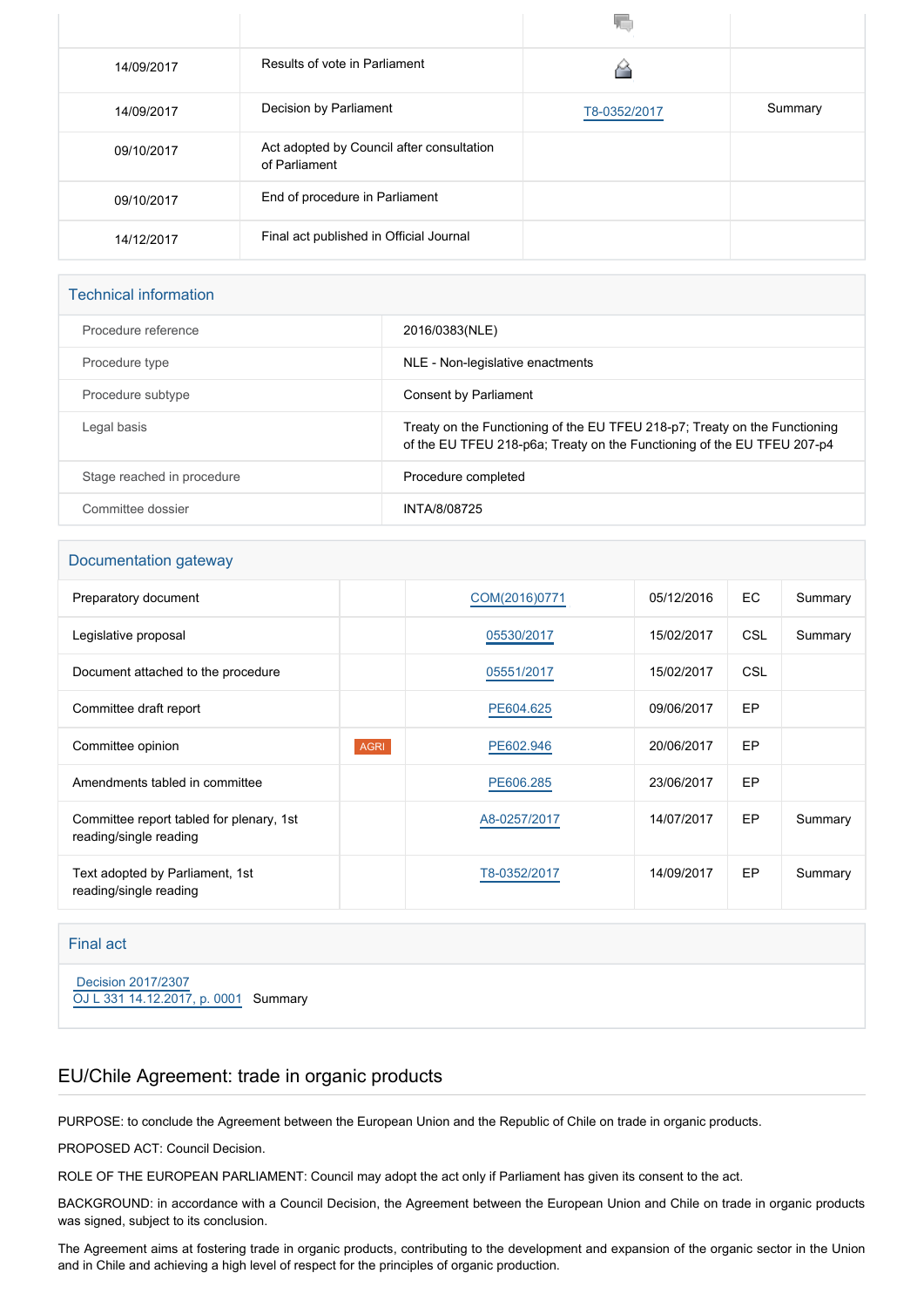| | | | |
|---|---|---|---|
| | | | |
| 14/09/2017 | Results of vote in Parliament | | |
| 14/09/2017 | Decision by Parliament | T8-0352/2017 | Summary |
| 09/10/2017 | Act adopted by Council after consultation of Parliament | | |
| 09/10/2017 | End of procedure in Parliament | | |
| 14/12/2017 | Final act published in Official Journal | | |

## Technical information

| | |
|---|---|
| Procedure reference | 2016/0383(NLE) |
| Procedure type | NLE - Non-legislative enactments |
| Procedure subtype | Consent by Parliament |
| Legal basis | Treaty on the Functioning of the EU TFEU 218-p7; Treaty on the Functioning of the EU TFEU 218-p6a; Treaty on the Functioning of the EU TFEU 207-p4 |
| Stage reached in procedure | Procedure completed |
| Committee dossier | INTA/8/08725 |

## Documentation gateway

| | | | | | |
|---|---|---|---|---|---|
| Preparatory document | | COM(2016)0771 | 05/12/2016 | EC | Summary |
| Legislative proposal | | 05530/2017 | 15/02/2017 | CSL | Summary |
| Document attached to the procedure | | 05551/2017 | 15/02/2017 | CSL | |
| Committee draft report | | PE604.625 | 09/06/2017 | EP | |
| Committee opinion | AGRI | PE602.946 | 20/06/2017 | EP | |
| Amendments tabled in committee | | PE606.285 | 23/06/2017 | EP | |
| Committee report tabled for plenary, 1st reading/single reading | | A8-0257/2017 | 14/07/2017 | EP | Summary |
| Text adopted by Parliament, 1st reading/single reading | | T8-0352/2017 | 14/09/2017 | EP | Summary |

## Final act

Decision 2017/2307
OJ L 331 14.12.2017, p. 0001 Summary

# EU/Chile Agreement: trade in organic products

PURPOSE: to conclude the Agreement between the European Union and the Republic of Chile on trade in organic products.

PROPOSED ACT: Council Decision.

ROLE OF THE EUROPEAN PARLIAMENT: Council may adopt the act only if Parliament has given its consent to the act.

BACKGROUND: in accordance with a Council Decision, the Agreement between the European Union and Chile on trade in organic products was signed, subject to its conclusion.

The Agreement aims at fostering trade in organic products, contributing to the development and expansion of the organic sector in the Union and in Chile and achieving a high level of respect for the principles of organic production.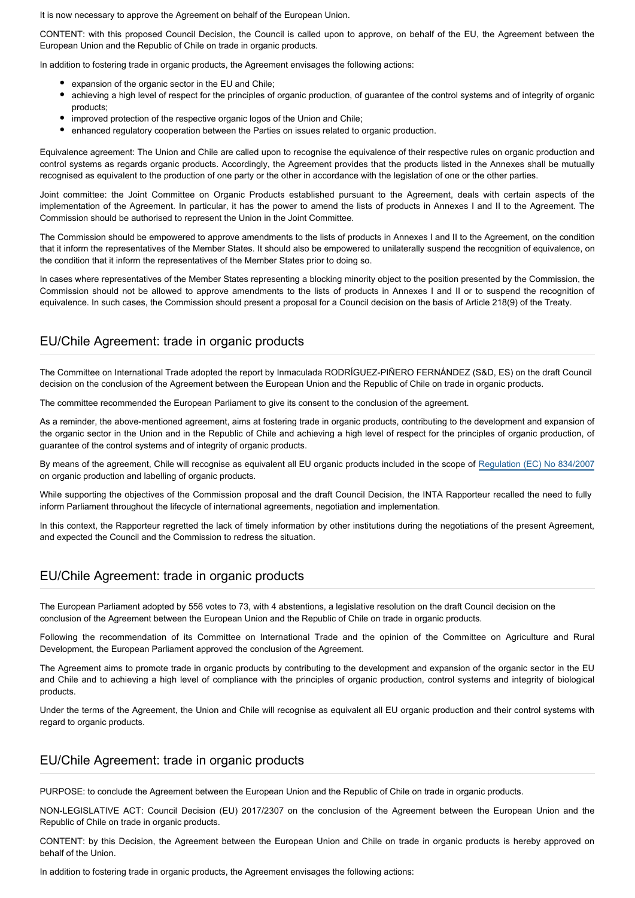It is now necessary to approve the Agreement on behalf of the European Union.

CONTENT: with this proposed Council Decision, the Council is called upon to approve, on behalf of the EU, the Agreement between the European Union and the Republic of Chile on trade in organic products.

In addition to fostering trade in organic products, the Agreement envisages the following actions:

- expansion of the organic sector in the EU and Chile;
- achieving a high level of respect for the principles of organic production, of guarantee of the control systems and of integrity of organic products;
- improved protection of the respective organic logos of the Union and Chile;
- enhanced regulatory cooperation between the Parties on issues related to organic production.

Equivalence agreement: The Union and Chile are called upon to recognise the equivalence of their respective rules on organic production and control systems as regards organic products. Accordingly, the Agreement provides that the products listed in the Annexes shall be mutually recognised as equivalent to the production of one party or the other in accordance with the legislation of one or the other parties.

Joint committee: the Joint Committee on Organic Products established pursuant to the Agreement, deals with certain aspects of the implementation of the Agreement. In particular, it has the power to amend the lists of products in Annexes I and II to the Agreement. The Commission should be authorised to represent the Union in the Joint Committee.

The Commission should be empowered to approve amendments to the lists of products in Annexes I and II to the Agreement, on the condition that it inform the representatives of the Member States. It should also be empowered to unilaterally suspend the recognition of equivalence, on the condition that it inform the representatives of the Member States prior to doing so.

In cases where representatives of the Member States representing a blocking minority object to the position presented by the Commission, the Commission should not be allowed to approve amendments to the lists of products in Annexes I and II or to suspend the recognition of equivalence. In such cases, the Commission should present a proposal for a Council decision on the basis of Article 218(9) of the Treaty.

## EU/Chile Agreement: trade in organic products

The Committee on International Trade adopted the report by Inmaculada RODRÍGUEZ-PIÑERO FERNÁNDEZ (S&D, ES) on the draft Council decision on the conclusion of the Agreement between the European Union and the Republic of Chile on trade in organic products.

The committee recommended the European Parliament to give its consent to the conclusion of the agreement.

As a reminder, the above-mentioned agreement, aims at fostering trade in organic products, contributing to the development and expansion of the organic sector in the Union and in the Republic of Chile and achieving a high level of respect for the principles of organic production, of guarantee of the control systems and of integrity of organic products.

By means of the agreement, Chile will recognise as equivalent all EU organic products included in the scope of Regulation (EC) No 834/2007 on organic production and labelling of organic products.

While supporting the objectives of the Commission proposal and the draft Council Decision, the INTA Rapporteur recalled the need to fully inform Parliament throughout the lifecycle of international agreements, negotiation and implementation.

In this context, the Rapporteur regretted the lack of timely information by other institutions during the negotiations of the present Agreement, and expected the Council and the Commission to redress the situation.

## EU/Chile Agreement: trade in organic products

The European Parliament adopted by 556 votes to 73, with 4 abstentions, a legislative resolution on the draft Council decision on the conclusion of the Agreement between the European Union and the Republic of Chile on trade in organic products.

Following the recommendation of its Committee on International Trade and the opinion of the Committee on Agriculture and Rural Development, the European Parliament approved the conclusion of the Agreement.

The Agreement aims to promote trade in organic products by contributing to the development and expansion of the organic sector in the EU and Chile and to achieving a high level of compliance with the principles of organic production, control systems and integrity of biological products.

Under the terms of the Agreement, the Union and Chile will recognise as equivalent all EU organic production and their control systems with regard to organic products.

## EU/Chile Agreement: trade in organic products

PURPOSE: to conclude the Agreement between the European Union and the Republic of Chile on trade in organic products.

NON-LEGISLATIVE ACT: Council Decision (EU) 2017/2307 on the conclusion of the Agreement between the European Union and the Republic of Chile on trade in organic products.

CONTENT: by this Decision, the Agreement between the European Union and Chile on trade in organic products is hereby approved on behalf of the Union.

In addition to fostering trade in organic products, the Agreement envisages the following actions: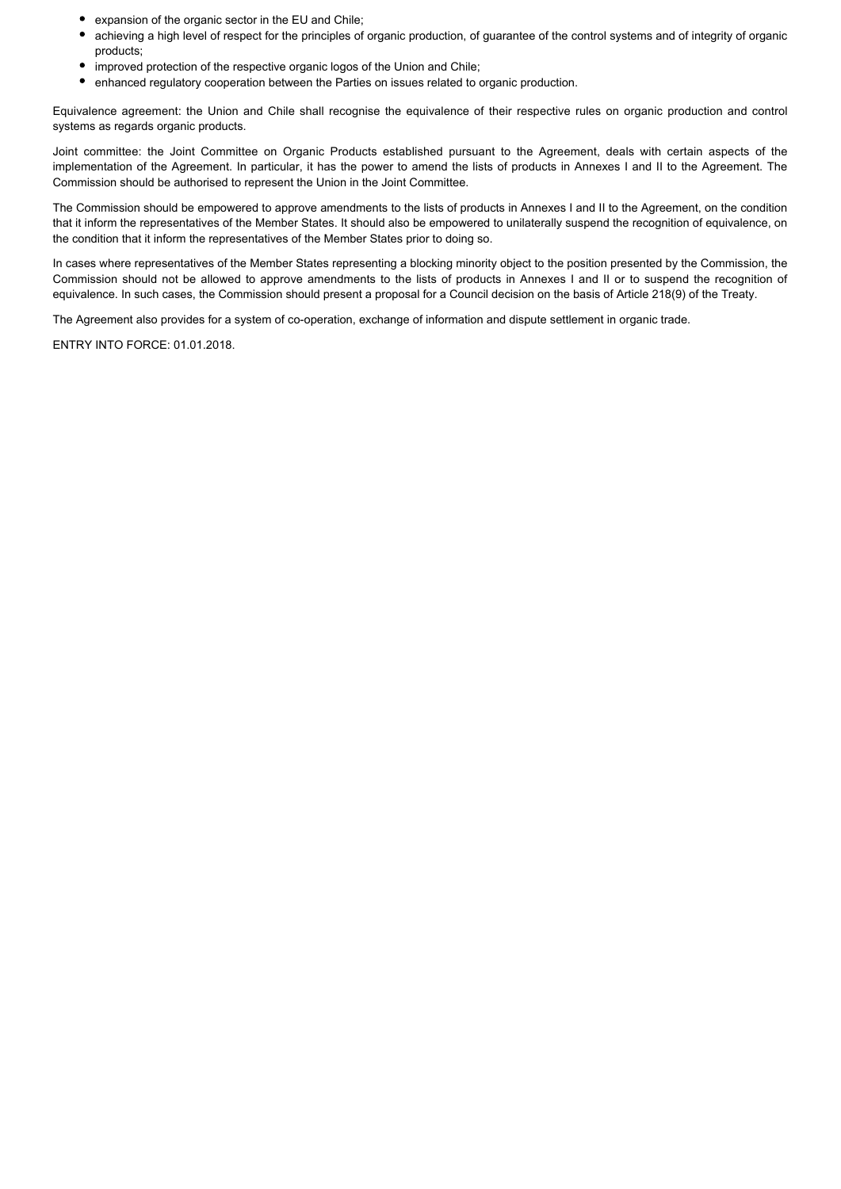- expansion of the organic sector in the EU and Chile;
- achieving a high level of respect for the principles of organic production, of guarantee of the control systems and of integrity of organic products;
- improved protection of the respective organic logos of the Union and Chile;
- enhanced regulatory cooperation between the Parties on issues related to organic production.

Equivalence agreement: the Union and Chile shall recognise the equivalence of their respective rules on organic production and control systems as regards organic products.

Joint committee: the Joint Committee on Organic Products established pursuant to the Agreement, deals with certain aspects of the implementation of the Agreement. In particular, it has the power to amend the lists of products in Annexes I and II to the Agreement. The Commission should be authorised to represent the Union in the Joint Committee.

The Commission should be empowered to approve amendments to the lists of products in Annexes I and II to the Agreement, on the condition that it inform the representatives of the Member States. It should also be empowered to unilaterally suspend the recognition of equivalence, on the condition that it inform the representatives of the Member States prior to doing so.

In cases where representatives of the Member States representing a blocking minority object to the position presented by the Commission, the Commission should not be allowed to approve amendments to the lists of products in Annexes I and II or to suspend the recognition of equivalence. In such cases, the Commission should present a proposal for a Council decision on the basis of Article 218(9) of the Treaty.

The Agreement also provides for a system of co-operation, exchange of information and dispute settlement in organic trade.

ENTRY INTO FORCE: 01.01.2018.